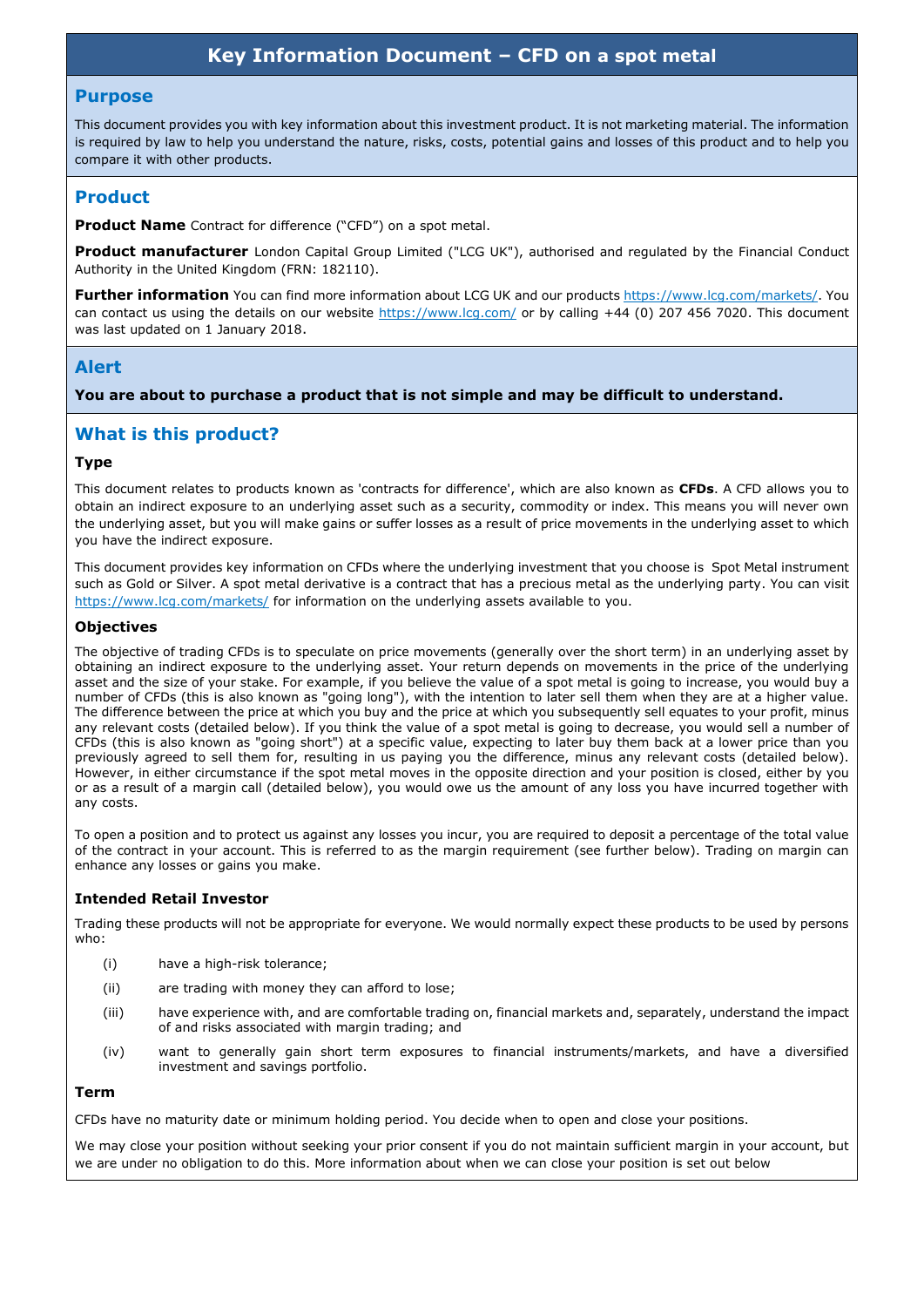# Key Information Document – CFD on a spot metal

## Purpose

This document provides you with key information about this investment product. It is not marketing material. The information is required by law to help you understand the nature, risks, costs, potential gains and losses of this product and to help you compare it with other products.

## Product

**Product Name** Contract for difference ("CFD") on a spot metal.

**Product manufacturer** London Capital Group Limited ("LCG UK"), authorised and regulated by the Financial Conduct Authority in the United Kingdom (FRN: 182110).

**Further information** You can find more information about LCG UK and our products https://www.lcg.com/markets/. You can contact us using the details on our website https://www.lcg.com/ or by calling +44 (0) 207 456 7020. This document was last updated on 1 January 2018.

## Alert

**You are about to purchase a product that is not simple and may be difficult to understand.**

## What is this product?

### Type

This document relates to products known as 'contracts for difference', which are also known as **CFDs**. A CFD allows you to obtain an indirect exposure to an underlying asset such as a security, commodity or index. This means you will never own the underlying asset, but you will make gains or suffer losses as a result of price movements in the underlying asset to which you have the indirect exposure.

This document provides key information on CFDs where the underlying investment that you choose is Spot Metal instrument such as Gold or Silver. A spot metal derivative is a contract that has a precious metal as the underlying party. You can visit https://www.lcg.com/markets/ for information on the underlying assets available to you.

### Objectives

The objective of trading CFDs is to speculate on price movements (generally over the short term) in an underlying asset by obtaining an indirect exposure to the underlying asset. Your return depends on movements in the price of the underlying asset and the size of your stake. For example, if you believe the value of a spot metal is going to increase, you would buy a number of CFDs (this is also known as "going long"), with the intention to later sell them when they are at a higher value. The difference between the price at which you buy and the price at which you subsequently sell equates to your profit, minus any relevant costs (detailed below). If you think the value of a spot metal is going to decrease, you would sell a number of CFDs (this is also known as "going short") at a specific value, expecting to later buy them back at a lower price than you previously agreed to sell them for, resulting in us paying you the difference, minus any relevant costs (detailed below). However, in either circumstance if the spot metal moves in the opposite direction and your position is closed, either by you or as a result of a margin call (detailed below), you would owe us the amount of any loss you have incurred together with any costs.

To open a position and to protect us against any losses you incur, you are required to deposit a percentage of the total value of the contract in your account. This is referred to as the margin requirement (see further below). Trading on margin can enhance any losses or gains you make.

### Intended Retail Investor

Trading these products will not be appropriate for everyone. We would normally expect these products to be used by persons who:

(i) have a high-risk tolerance;

(ii) are trading with money they can afford to lose;

(iii) have experience with, and are comfortable trading on, financial markets and, separately, understand the impact of and risks associated with margin trading; and

(iv) want to generally gain short term exposures to financial instruments/markets, and have a diversified investment and savings portfolio.

### Term

CFDs have no maturity date or minimum holding period. You decide when to open and close your positions.

We may close your position without seeking your prior consent if you do not maintain sufficient margin in your account, but we are under no obligation to do this. More information about when we can close your position is set out below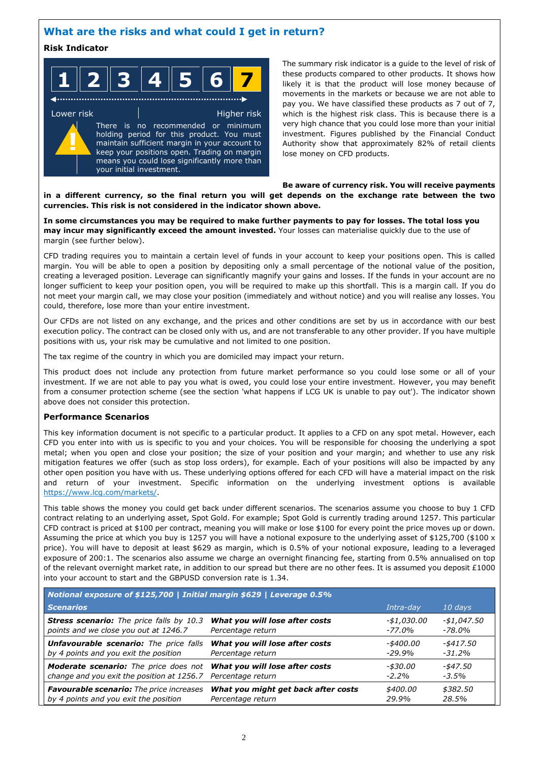## What are the risks and what could I get in return?

### Risk Indicator

1 | 2 | 3 | 4 | 5 | 6 | **7**

Lower risk — Higher risk

There is no recommended or minimum holding period for this product. You must maintain sufficient margin in your account to keep your positions open. Trading on margin means you could lose significantly more than your initial investment.

The summary risk indicator is a guide to the level of risk of these products compared to other products. It shows how likely it is that the product will lose money because of movements in the markets or because we are not able to pay you. We have classified these products as 7 out of 7, which is the highest risk class. This is because there is a very high chance that you could lose more than your initial investment. Figures published by the Financial Conduct Authority show that approximately 82% of retail clients lose money on CFD products.

**Be aware of currency risk. You will receive payments in a different currency, so the final return you will get depends on the exchange rate between the two currencies. This risk is not considered in the indicator shown above.**

**In some circumstances you may be required to make further payments to pay for losses. The total loss you may incur may significantly exceed the amount invested.** Your losses can materialise quickly due to the use of margin (see further below).

CFD trading requires you to maintain a certain level of funds in your account to keep your positions open. This is called margin. You will be able to open a position by depositing only a small percentage of the notional value of the position, creating a leveraged position. Leverage can significantly magnify your gains and losses. If the funds in your account are no longer sufficient to keep your position open, you will be required to make up this shortfall. This is a margin call. If you do not meet your margin call, we may close your position (immediately and without notice) and you will realise any losses. You could, therefore, lose more than your entire investment.

Our CFDs are not listed on any exchange, and the prices and other conditions are set by us in accordance with our best execution policy. The contract can be closed only with us, and are not transferable to any other provider. If you have multiple positions with us, your risk may be cumulative and not limited to one position.

The tax regime of the country in which you are domiciled may impact your return.

This product does not include any protection from future market performance so you could lose some or all of your investment. If we are not able to pay you what is owed, you could lose your entire investment. However, you may benefit from a consumer protection scheme (see the section 'what happens if LCG UK is unable to pay out'). The indicator shown above does not consider this protection.

### Performance Scenarios

This key information document is not specific to a particular product. It applies to a CFD on any spot metal. However, each CFD you enter into with us is specific to you and your choices. You will be responsible for choosing the underlying a spot metal; when you open and close your position; the size of your position and your margin; and whether to use any risk mitigation features we offer (such as stop loss orders), for example. Each of your positions will also be impacted by any other open position you have with us. These underlying options offered for each CFD will have a material impact on the risk and return of your investment. Specific information on the underlying investment options is available https://www.lcg.com/markets/.

This table shows the money you could get back under different scenarios. The scenarios assume you choose to buy 1 CFD contract relating to an underlying asset, Spot Gold. For example; Spot Gold is currently trading around 1257. This particular CFD contract is priced at $100 per contract, meaning you will make or lose $100 for every point the price moves up or down. Assuming the price at which you buy is 1257 you will have a notional exposure to the underlying asset of $125,700 ($100 x price). You will have to deposit at least $629 as margin, which is 0.5% of your notional exposure, leading to a leveraged exposure of 200:1. The scenarios also assume we charge an overnight financing fee, starting from 0.5% annualised on top of the relevant overnight market rate, in addition to our spread but there are no other fees. It is assumed you deposit £1000 into your account to start and the GBPUSD conversion rate is 1.34.

| *Notional exposure of $125,700 \| Initial margin $629 \| Leverage 0.5%* | | | |
|---|---|---|---|
| ***Scenarios*** | | *Intra-day* | *10 days* |
| ***Stress scenario:*** *The price falls by 10.3 points and we close you out at 1246.7* | ***What you will lose after costs*** *Percentage return* | *-$1,030.00* *-77.0%* | *-$1,047.50* *-78.0%* |
| ***Unfavourable scenario:*** *The price falls by 4 points and you exit the position* | ***What you will lose after costs*** *Percentage return* | *-$400.00* *-29.9%* | *-$417.50* *-31.2%* |
| ***Moderate scenario:*** *The price does not change and you exit the position at 1256.7* | ***What you will lose after costs*** *Percentage return* | *-$30.00* *-2.2%* | *-$47.50* *-3.5%* |
| ***Favourable scenario:*** *The price increases by 4 points and you exit the position* | ***What you might get back after costs*** *Percentage return* | *$400.00* *29.9%* | *$382.50* *28.5%* |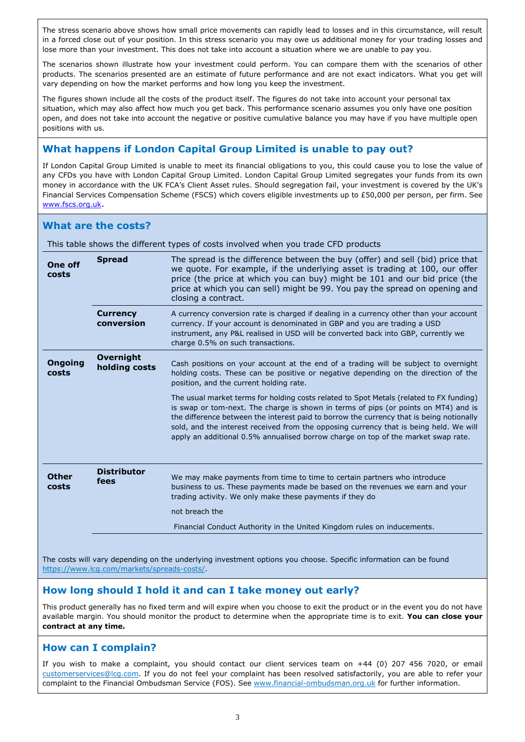The stress scenario above shows how small price movements can rapidly lead to losses and in this circumstance, will result in a forced close out of your position. In this stress scenario you may owe us additional money for your trading losses and lose more than your investment. This does not take into account a situation where we are unable to pay you.

The scenarios shown illustrate how your investment could perform. You can compare them with the scenarios of other products. The scenarios presented are an estimate of future performance and are not exact indicators. What you get will vary depending on how the market performs and how long you keep the investment.

The figures shown include all the costs of the product itself. The figures do not take into account your personal tax situation, which may also affect how much you get back. This performance scenario assumes you only have one position open, and does not take into account the negative or positive cumulative balance you may have if you have multiple open positions with us.

## What happens if London Capital Group Limited is unable to pay out?

If London Capital Group Limited is unable to meet its financial obligations to you, this could cause you to lose the value of any CFDs you have with London Capital Group Limited. London Capital Group Limited segregates your funds from its own money in accordance with the UK FCA's Client Asset rules. Should segregation fail, your investment is covered by the UK's Financial Services Compensation Scheme (FSCS) which covers eligible investments up to £50,000 per person, per firm. See www.fscs.org.uk.

## What are the costs?

This table shows the different types of costs involved when you trade CFD products

| | | |
|---|---|---|
| **One off costs** | **Spread** | The spread is the difference between the buy (offer) and sell (bid) price that we quote. For example, if the underlying asset is trading at 100, our offer price (the price at which you can buy) might be 101 and our bid price (the price at which you can sell) might be 99. You pay the spread on opening and closing a contract. |
| | **Currency conversion** | A currency conversion rate is charged if dealing in a currency other than your account currency. If your account is denominated in GBP and you are trading a USD instrument, any P&L realised in USD will be converted back into GBP, currently we charge 0.5% on such transactions. |
| **Ongoing costs** | **Overnight holding costs** | Cash positions on your account at the end of a trading will be subject to overnight holding costs. These can be positive or negative depending on the direction of the position, and the current holding rate.<br><br>The usual market terms for holding costs related to Spot Metals (related to FX funding) is swap or tom-next. The charge is shown in terms of pips (or points on MT4) and is the difference between the interest paid to borrow the currency that is being notionally sold, and the interest received from the opposing currency that is being held. We will apply an additional 0.5% annualised borrow charge on top of the market swap rate. |
| **Other costs** | **Distributor fees** | We may make payments from time to time to certain partners who introduce business to us. These payments made be based on the revenues we earn and your trading activity. We only make these payments if they do<br><br>not breach the<br><br>Financial Conduct Authority in the United Kingdom rules on inducements. |

The costs will vary depending on the underlying investment options you choose. Specific information can be found https://www.lcg.com/markets/spreads-costs/.

## How long should I hold it and can I take money out early?

This product generally has no fixed term and will expire when you choose to exit the product or in the event you do not have available margin. You should monitor the product to determine when the appropriate time is to exit. **You can close your contract at any time.**

## How can I complain?

If you wish to make a complaint, you should contact our client services team on +44 (0) 207 456 7020, or email customerservices@lcg.com. If you do not feel your complaint has been resolved satisfactorily, you are able to refer your complaint to the Financial Ombudsman Service (FOS). See www.financial-ombudsman.org.uk for further information.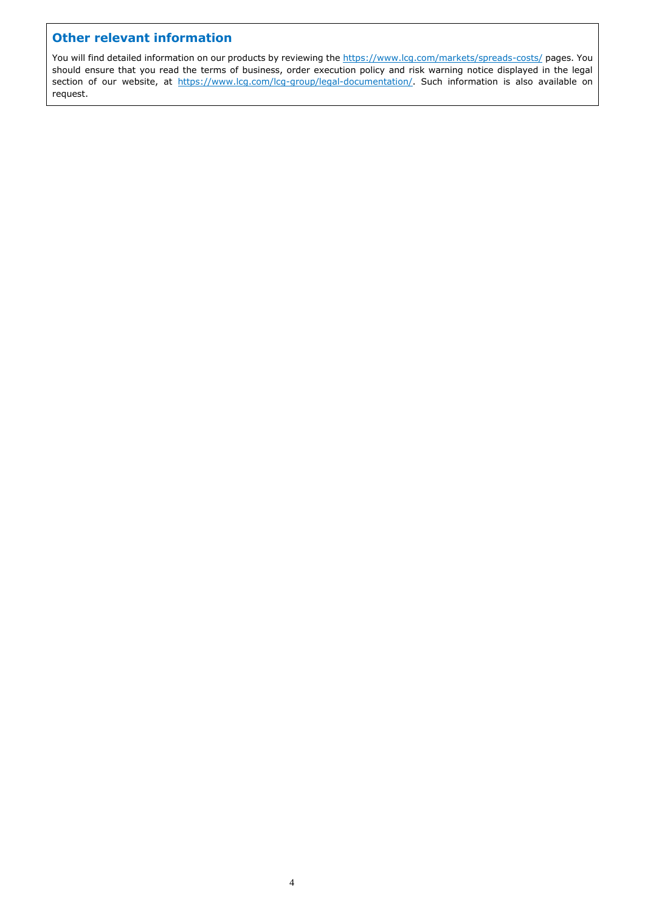## Other relevant information

You will find detailed information on our products by reviewing the https://www.lcg.com/markets/spreads-costs/ pages. You should ensure that you read the terms of business, order execution policy and risk warning notice displayed in the legal section of our website, at https://www.lcg.com/lcg-group/legal-documentation/. Such information is also available on request.